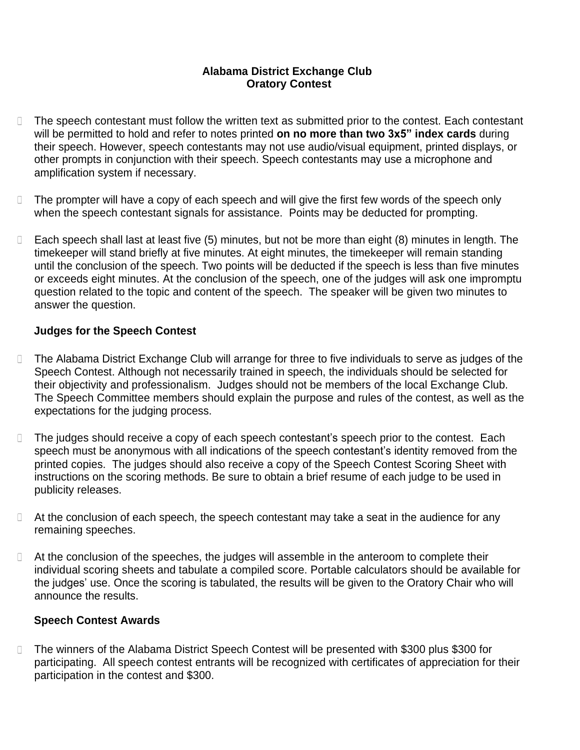**Alabama District Exchange Club**
**Oratory Contest**

- The speech contestant must follow the written text as submitted prior to the contest. Each contestant will be permitted to hold and refer to notes printed **on no more than two 3x5" index cards** during their speech. However, speech contestants may not use audio/visual equipment, printed displays, or other prompts in conjunction with their speech. Speech contestants may use a microphone and amplification system if necessary.

- The prompter will have a copy of each speech and will give the first few words of the speech only when the speech contestant signals for assistance. Points may be deducted for prompting.

- Each speech shall last at least five (5) minutes, but not be more than eight (8) minutes in length. The timekeeper will stand briefly at five minutes. At eight minutes, the timekeeper will remain standing until the conclusion of the speech. Two points will be deducted if the speech is less than five minutes or exceeds eight minutes. At the conclusion of the speech, one of the judges will ask one impromptu question related to the topic and content of the speech. The speaker will be given two minutes to answer the question.

**Judges for the Speech Contest**

- The Alabama District Exchange Club will arrange for three to five individuals to serve as judges of the Speech Contest. Although not necessarily trained in speech, the individuals should be selected for their objectivity and professionalism. Judges should not be members of the local Exchange Club. The Speech Committee members should explain the purpose and rules of the contest, as well as the expectations for the judging process.

- The judges should receive a copy of each speech contestant's speech prior to the contest. Each speech must be anonymous with all indications of the speech contestant's identity removed from the printed copies. The judges should also receive a copy of the Speech Contest Scoring Sheet with instructions on the scoring methods. Be sure to obtain a brief resume of each judge to be used in publicity releases.

- At the conclusion of each speech, the speech contestant may take a seat in the audience for any remaining speeches.

- At the conclusion of the speeches, the judges will assemble in the anteroom to complete their individual scoring sheets and tabulate a compiled score. Portable calculators should be available for the judges' use. Once the scoring is tabulated, the results will be given to the Oratory Chair who will announce the results.

**Speech Contest Awards**

- The winners of the Alabama District Speech Contest will be presented with $300 plus $300 for participating. All speech contest entrants will be recognized with certificates of appreciation for their participation in the contest and $300.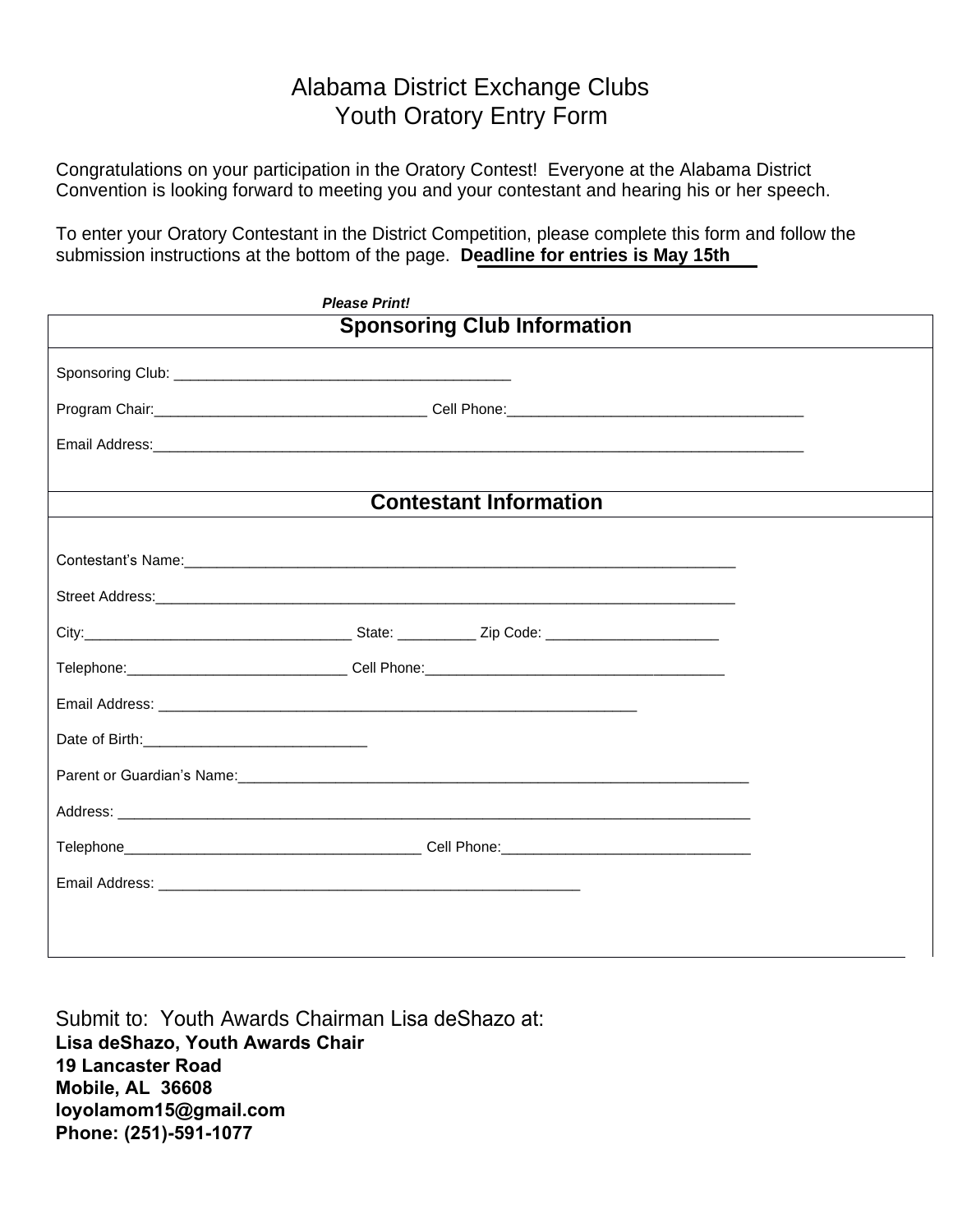# Alabama District Exchange Clubs
# Youth Oratory Entry Form

Congratulations on your participation in the Oratory Contest! Everyone at the Alabama District Convention is looking forward to meeting you and your contestant and hearing his or her speech.

To enter your Oratory Contestant in the District Competition, please complete this form and follow the submission instructions at the bottom of the page. **Deadline for entries is May 15th**

***Please Print!***

## Sponsoring Club Information

Sponsoring Club: ________________________________________

Program Chair:_________________________________ Cell Phone:____________________________________

Email Address:_______________________________________________________________________________

## Contestant Information

Contestant's Name:__________________________________________________________________

Street Address:_____________________________________________________________________

City:_________________________________ State: __________ Zip Code: ______________________

Telephone:___________________________ Cell Phone:____________________________________

Email Address: __________________________________________________________

Date of Birth:___________________________

Parent or Guardian's Name:_____________________________________________________________

Address: _________________________________________________________________________

Telephone_____________________________________ Cell Phone:_______________________________

Email Address: ____________________________________________________

Submit to: Youth Awards Chairman Lisa deShazo at:

**Lisa deShazo, Youth Awards Chair**
**19 Lancaster Road**
**Mobile, AL 36608**
**loyolamom15@gmail.com**
**Phone: (251)-591-1077**